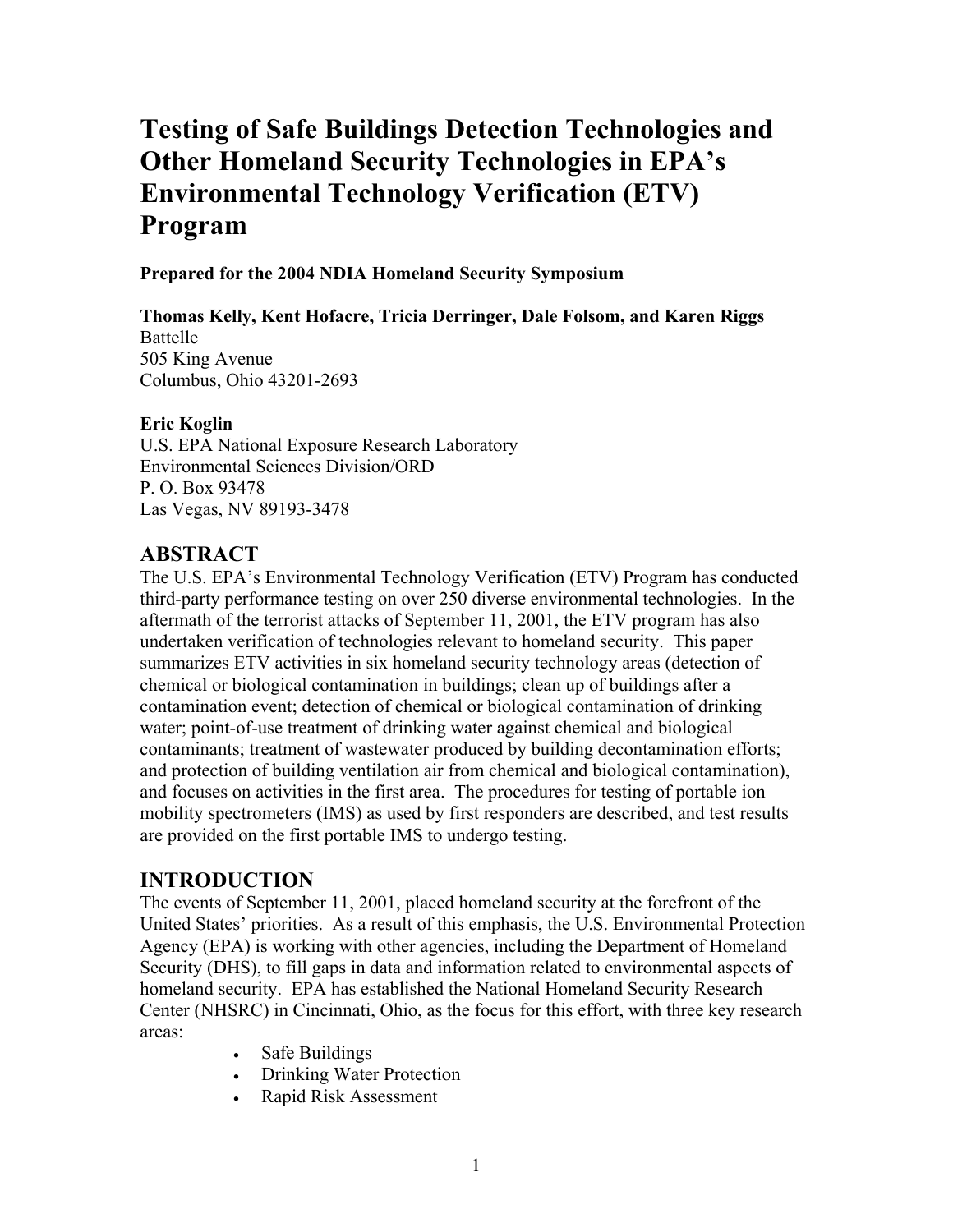# Testing of Safe Buildings Detection Technologies and Other Homeland Security Technologies in EPA's Environmental Technology Verification (ETV) Program

**Prepared for the 2004 NDIA Homeland Security Symposium**

**Thomas Kelly, Kent Hofacre, Tricia Derringer, Dale Folsom, and Karen Riggs**
Battelle
505 King Avenue
Columbus, Ohio 43201-2693

**Eric Koglin**
U.S. EPA National Exposure Research Laboratory
Environmental Sciences Division/ORD
P. O. Box 93478
Las Vegas, NV 89193-3478

## ABSTRACT

The U.S. EPA's Environmental Technology Verification (ETV) Program has conducted third-party performance testing on over 250 diverse environmental technologies. In the aftermath of the terrorist attacks of September 11, 2001, the ETV program has also undertaken verification of technologies relevant to homeland security. This paper summarizes ETV activities in six homeland security technology areas (detection of chemical or biological contamination in buildings; clean up of buildings after a contamination event; detection of chemical or biological contamination of drinking water; point-of-use treatment of drinking water against chemical and biological contaminants; treatment of wastewater produced by building decontamination efforts; and protection of building ventilation air from chemical and biological contamination), and focuses on activities in the first area. The procedures for testing of portable ion mobility spectrometers (IMS) as used by first responders are described, and test results are provided on the first portable IMS to undergo testing.

## INTRODUCTION

The events of September 11, 2001, placed homeland security at the forefront of the United States' priorities. As a result of this emphasis, the U.S. Environmental Protection Agency (EPA) is working with other agencies, including the Department of Homeland Security (DHS), to fill gaps in data and information related to environmental aspects of homeland security. EPA has established the National Homeland Security Research Center (NHSRC) in Cincinnati, Ohio, as the focus for this effort, with three key research areas:

- Safe Buildings
- Drinking Water Protection
- Rapid Risk Assessment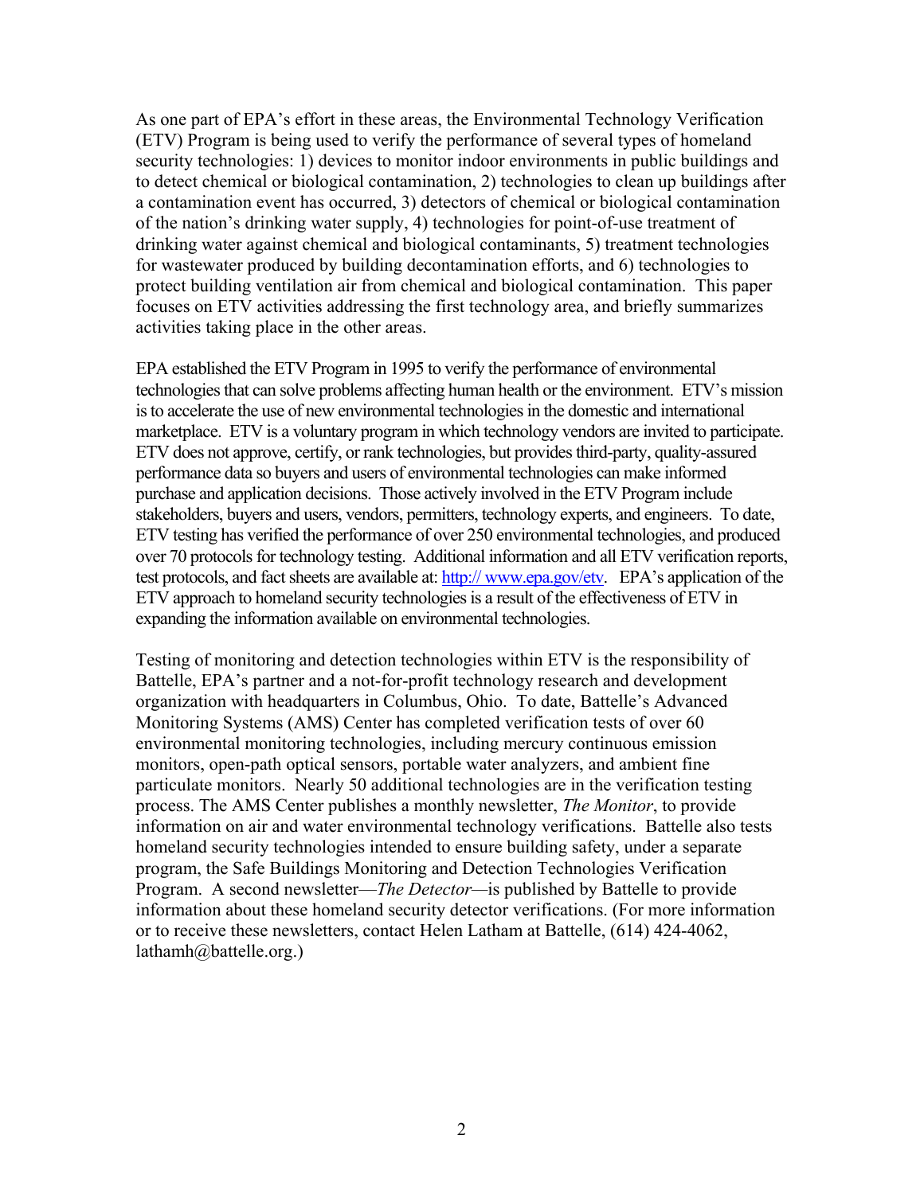As one part of EPA's effort in these areas, the Environmental Technology Verification (ETV) Program is being used to verify the performance of several types of homeland security technologies: 1) devices to monitor indoor environments in public buildings and to detect chemical or biological contamination, 2) technologies to clean up buildings after a contamination event has occurred, 3) detectors of chemical or biological contamination of the nation's drinking water supply, 4) technologies for point-of-use treatment of drinking water against chemical and biological contaminants, 5) treatment technologies for wastewater produced by building decontamination efforts, and 6) technologies to protect building ventilation air from chemical and biological contamination. This paper focuses on ETV activities addressing the first technology area, and briefly summarizes activities taking place in the other areas.

EPA established the ETV Program in 1995 to verify the performance of environmental technologies that can solve problems affecting human health or the environment. ETV's mission is to accelerate the use of new environmental technologies in the domestic and international marketplace. ETV is a voluntary program in which technology vendors are invited to participate. ETV does not approve, certify, or rank technologies, but provides third-party, quality-assured performance data so buyers and users of environmental technologies can make informed purchase and application decisions. Those actively involved in the ETV Program include stakeholders, buyers and users, vendors, permitters, technology experts, and engineers. To date, ETV testing has verified the performance of over 250 environmental technologies, and produced over 70 protocols for technology testing. Additional information and all ETV verification reports, test protocols, and fact sheets are available at: http:// www.epa.gov/etv. EPA's application of the ETV approach to homeland security technologies is a result of the effectiveness of ETV in expanding the information available on environmental technologies.

Testing of monitoring and detection technologies within ETV is the responsibility of Battelle, EPA's partner and a not-for-profit technology research and development organization with headquarters in Columbus, Ohio. To date, Battelle's Advanced Monitoring Systems (AMS) Center has completed verification tests of over 60 environmental monitoring technologies, including mercury continuous emission monitors, open-path optical sensors, portable water analyzers, and ambient fine particulate monitors. Nearly 50 additional technologies are in the verification testing process. The AMS Center publishes a monthly newsletter, *The Monitor*, to provide information on air and water environmental technology verifications. Battelle also tests homeland security technologies intended to ensure building safety, under a separate program, the Safe Buildings Monitoring and Detection Technologies Verification Program. A second newsletter—*The Detector*—is published by Battelle to provide information about these homeland security detector verifications. (For more information or to receive these newsletters, contact Helen Latham at Battelle, (614) 424-4062, lathamh@battelle.org.)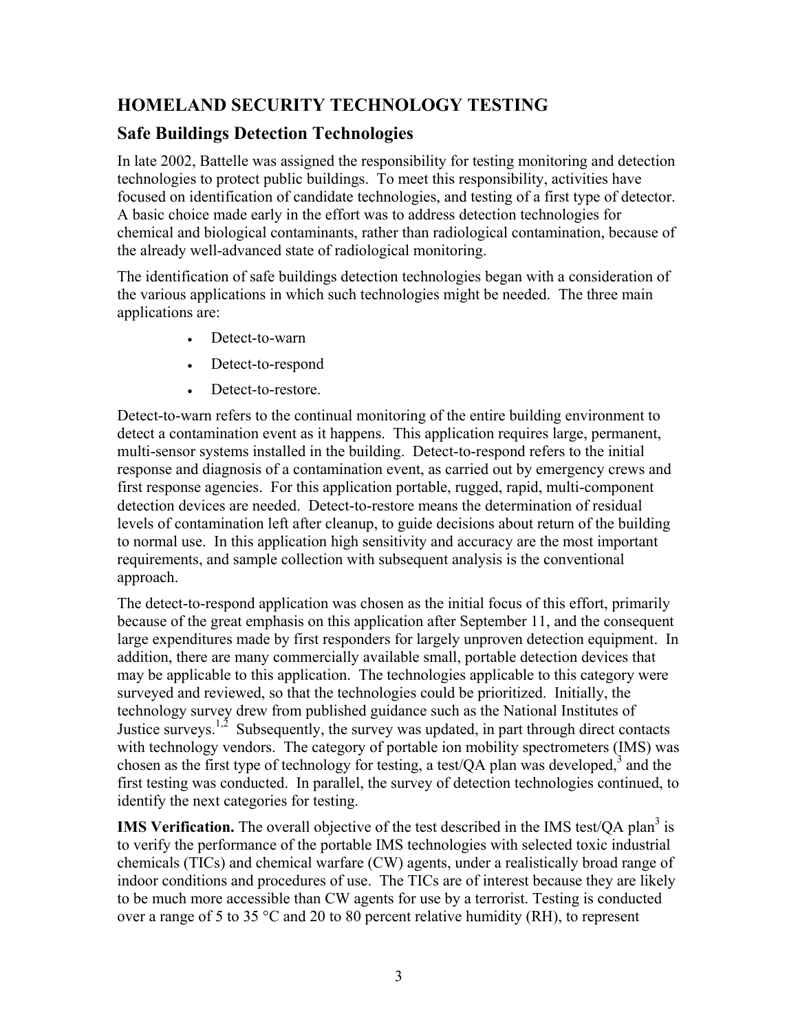## HOMELAND SECURITY TECHNOLOGY TESTING

### Safe Buildings Detection Technologies

In late 2002, Battelle was assigned the responsibility for testing monitoring and detection technologies to protect public buildings. To meet this responsibility, activities have focused on identification of candidate technologies, and testing of a first type of detector. A basic choice made early in the effort was to address detection technologies for chemical and biological contaminants, rather than radiological contamination, because of the already well-advanced state of radiological monitoring.

The identification of safe buildings detection technologies began with a consideration of the various applications in which such technologies might be needed. The three main applications are:

- Detect-to-warn
- Detect-to-respond
- Detect-to-restore.

Detect-to-warn refers to the continual monitoring of the entire building environment to detect a contamination event as it happens. This application requires large, permanent, multi-sensor systems installed in the building. Detect-to-respond refers to the initial response and diagnosis of a contamination event, as carried out by emergency crews and first response agencies. For this application portable, rugged, rapid, multi-component detection devices are needed. Detect-to-restore means the determination of residual levels of contamination left after cleanup, to guide decisions about return of the building to normal use. In this application high sensitivity and accuracy are the most important requirements, and sample collection with subsequent analysis is the conventional approach.

The detect-to-respond application was chosen as the initial focus of this effort, primarily because of the great emphasis on this application after September 11, and the consequent large expenditures made by first responders for largely unproven detection equipment. In addition, there are many commercially available small, portable detection devices that may be applicable to this application. The technologies applicable to this category were surveyed and reviewed, so that the technologies could be prioritized. Initially, the technology survey drew from published guidance such as the National Institutes of Justice surveys.[1,2] Subsequently, the survey was updated, in part through direct contacts with technology vendors. The category of portable ion mobility spectrometers (IMS) was chosen as the first type of technology for testing, a test/QA plan was developed,[3] and the first testing was conducted. In parallel, the survey of detection technologies continued, to identify the next categories for testing.

**IMS Verification.** The overall objective of the test described in the IMS test/QA plan[3] is to verify the performance of the portable IMS technologies with selected toxic industrial chemicals (TICs) and chemical warfare (CW) agents, under a realistically broad range of indoor conditions and procedures of use. The TICs are of interest because they are likely to be much more accessible than CW agents for use by a terrorist. Testing is conducted over a range of 5 to 35 °C and 20 to 80 percent relative humidity (RH), to represent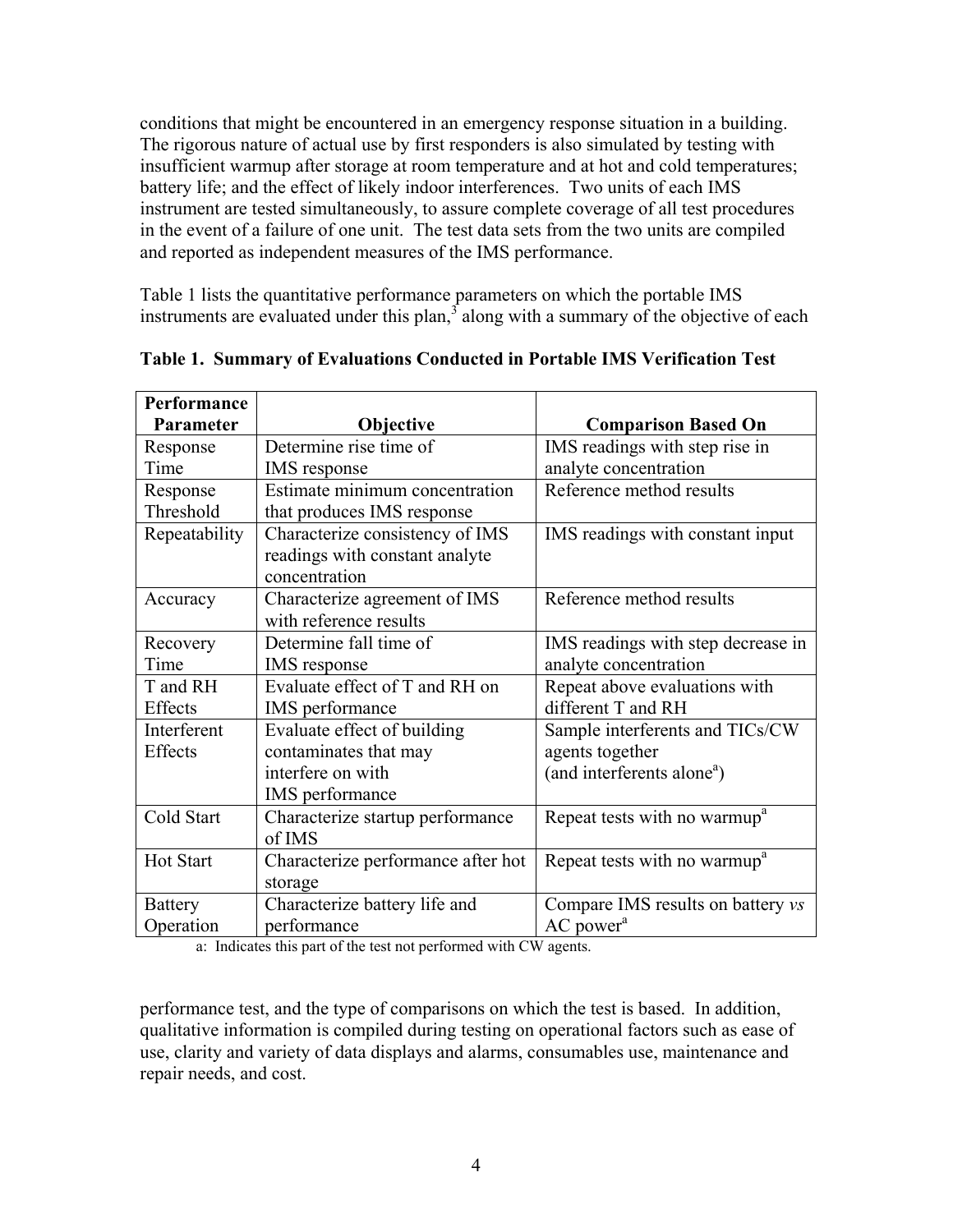conditions that might be encountered in an emergency response situation in a building. The rigorous nature of actual use by first responders is also simulated by testing with insufficient warmup after storage at room temperature and at hot and cold temperatures; battery life; and the effect of likely indoor interferences. Two units of each IMS instrument are tested simultaneously, to assure complete coverage of all test procedures in the event of a failure of one unit. The test data sets from the two units are compiled and reported as independent measures of the IMS performance.

Table 1 lists the quantitative performance parameters on which the portable IMS instruments are evaluated under this plan,[3] along with a summary of the objective of each performance test, and the type of comparisons on which the test is based. In addition, qualitative information is compiled during testing on operational factors such as ease of use, clarity and variety of data displays and alarms, consumables use, maintenance and repair needs, and cost.

**Table 1. Summary of Evaluations Conducted in Portable IMS Verification Test**

| Performance Parameter | Objective | Comparison Based On |
|---|---|---|
| Response Time | Determine rise time of IMS response | IMS readings with step rise in analyte concentration |
| Response Threshold | Estimate minimum concentration that produces IMS response | Reference method results |
| Repeatability | Characterize consistency of IMS readings with constant analyte concentration | IMS readings with constant input |
| Accuracy | Characterize agreement of IMS with reference results | Reference method results |
| Recovery Time | Determine fall time of IMS response | IMS readings with step decrease in analyte concentration |
| T and RH Effects | Evaluate effect of T and RH on IMS performance | Repeat above evaluations with different T and RH |
| Interferent Effects | Evaluate effect of building contaminates that may interfere on with IMS performance | Sample interferents and TICs/CW agents together (and interferents alone[a]) |
| Cold Start | Characterize startup performance of IMS | Repeat tests with no warmup[a] |
| Hot Start | Characterize performance after hot storage | Repeat tests with no warmup[a] |
| Battery Operation | Characterize battery life and performance | Compare IMS results on battery *vs* AC power[a] |

a: Indicates this part of the test not performed with CW agents.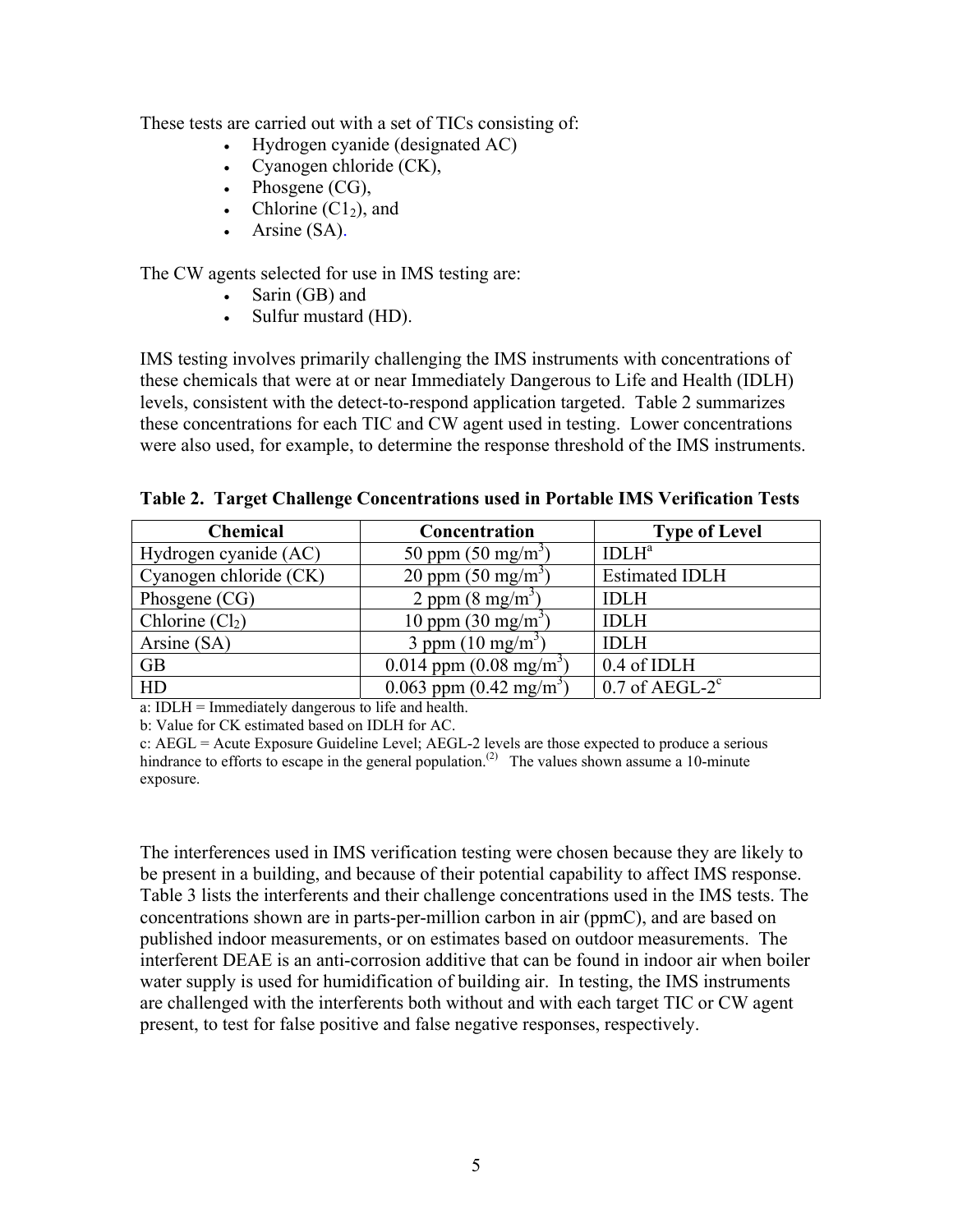These tests are carried out with a set of TICs consisting of:

- Hydrogen cyanide (designated AC)
- Cyanogen chloride (CK),
- Phosgene (CG),
- Chlorine ($C1_2$), and
- Arsine (SA).

The CW agents selected for use in IMS testing are:

- Sarin (GB) and
- Sulfur mustard (HD).

IMS testing involves primarily challenging the IMS instruments with concentrations of these chemicals that were at or near Immediately Dangerous to Life and Health (IDLH) levels, consistent with the detect-to-respond application targeted. Table 2 summarizes these concentrations for each TIC and CW agent used in testing. Lower concentrations were also used, for example, to determine the response threshold of the IMS instruments.

**Table 2. Target Challenge Concentrations used in Portable IMS Verification Tests**

| Chemical | Concentration | Type of Level |
|---|---|---|
| Hydrogen cyanide (AC) | 50 ppm (50 $mg/m^3$) | IDLH[a] |
| Cyanogen chloride (CK) | 20 ppm (50 $mg/m^3$) | Estimated IDLH |
| Phosgene (CG) | 2 ppm (8 $mg/m^3$) | IDLH |
| Chlorine ($Cl_2$) | 10 ppm (30 $mg/m^3$) | IDLH |
| Arsine (SA) | 3 ppm (10 $mg/m^3$) | IDLH |
| GB | 0.014 ppm (0.08 $mg/m^3$) | 0.4 of IDLH |
| HD | 0.063 ppm (0.42 $mg/m^3$) | 0.7 of AEGL-2[c] |

a: IDLH = Immediately dangerous to life and health.
b: Value for CK estimated based on IDLH for AC.
c: AEGL = Acute Exposure Guideline Level; AEGL-2 levels are those expected to produce a serious hindrance to efforts to escape in the general population.[(2)] The values shown assume a 10-minute exposure.

The interferences used in IMS verification testing were chosen because they are likely to be present in a building, and because of their potential capability to affect IMS response. Table 3 lists the interferents and their challenge concentrations used in the IMS tests. The concentrations shown are in parts-per-million carbon in air (ppmC), and are based on published indoor measurements, or on estimates based on outdoor measurements. The interferent DEAE is an anti-corrosion additive that can be found in indoor air when boiler water supply is used for humidification of building air. In testing, the IMS instruments are challenged with the interferents both without and with each target TIC or CW agent present, to test for false positive and false negative responses, respectively.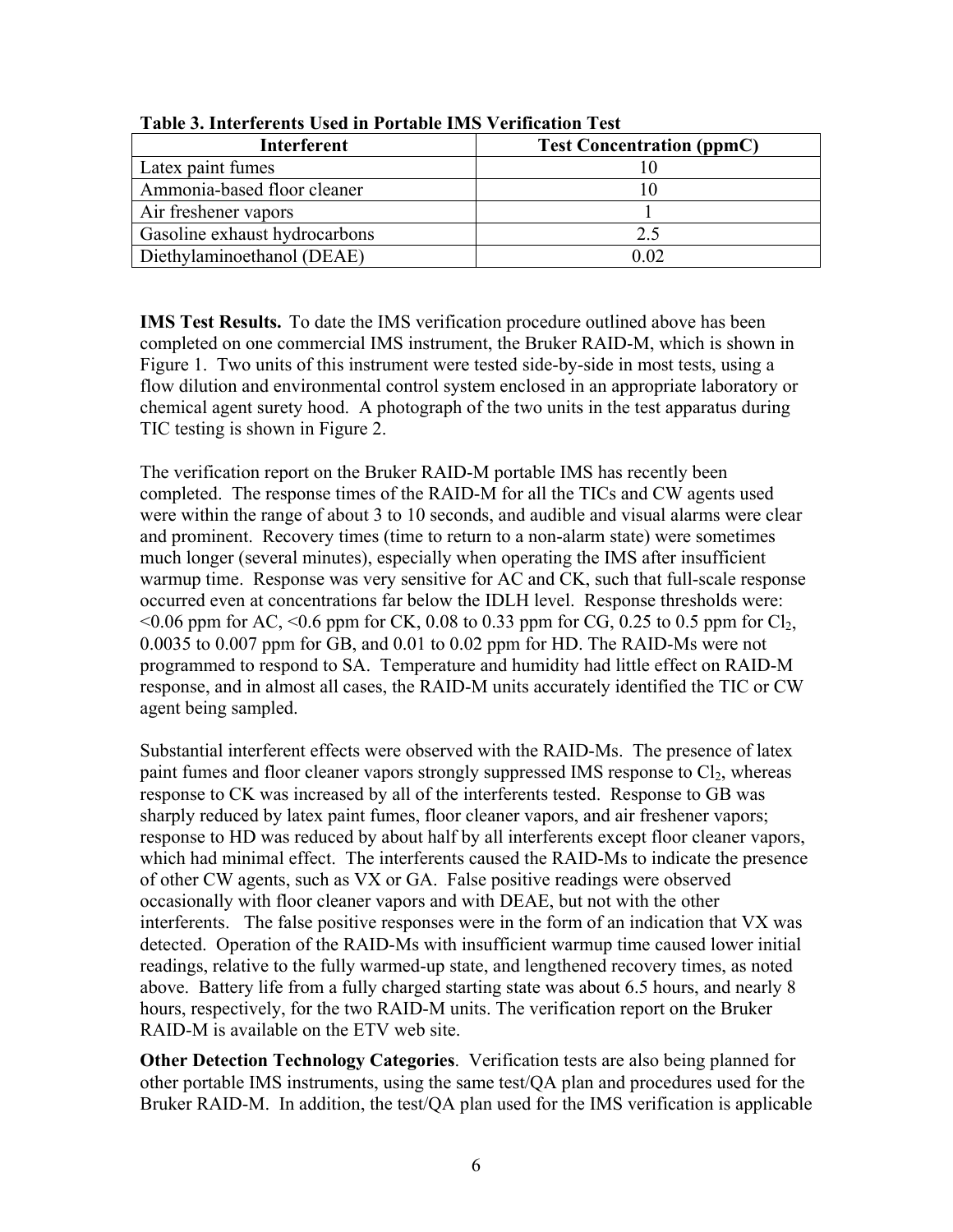**Table 3. Interferents Used in Portable IMS Verification Test**

| Interferent | Test Concentration (ppmC) |
|---|---|
| Latex paint fumes | 10 |
| Ammonia-based floor cleaner | 10 |
| Air freshener vapors | 1 |
| Gasoline exhaust hydrocarbons | 2.5 |
| Diethylaminoethanol (DEAE) | 0.02 |

**IMS Test Results.** To date the IMS verification procedure outlined above has been completed on one commercial IMS instrument, the Bruker RAID-M, which is shown in Figure 1. Two units of this instrument were tested side-by-side in most tests, using a flow dilution and environmental control system enclosed in an appropriate laboratory or chemical agent surety hood. A photograph of the two units in the test apparatus during TIC testing is shown in Figure 2.

The verification report on the Bruker RAID-M portable IMS has recently been completed. The response times of the RAID-M for all the TICs and CW agents used were within the range of about 3 to 10 seconds, and audible and visual alarms were clear and prominent. Recovery times (time to return to a non-alarm state) were sometimes much longer (several minutes), especially when operating the IMS after insufficient warmup time. Response was very sensitive for AC and CK, such that full-scale response occurred even at concentrations far below the IDLH level. Response thresholds were: <0.06 ppm for AC, <0.6 ppm for CK, 0.08 to 0.33 ppm for CG, 0.25 to 0.5 ppm for $Cl_2$, 0.0035 to 0.007 ppm for GB, and 0.01 to 0.02 ppm for HD. The RAID-Ms were not programmed to respond to SA. Temperature and humidity had little effect on RAID-M response, and in almost all cases, the RAID-M units accurately identified the TIC or CW agent being sampled.

Substantial interferent effects were observed with the RAID-Ms. The presence of latex paint fumes and floor cleaner vapors strongly suppressed IMS response to $Cl_2$, whereas response to CK was increased by all of the interferents tested. Response to GB was sharply reduced by latex paint fumes, floor cleaner vapors, and air freshener vapors; response to HD was reduced by about half by all interferents except floor cleaner vapors, which had minimal effect. The interferents caused the RAID-Ms to indicate the presence of other CW agents, such as VX or GA. False positive readings were observed occasionally with floor cleaner vapors and with DEAE, but not with the other interferents. The false positive responses were in the form of an indication that VX was detected. Operation of the RAID-Ms with insufficient warmup time caused lower initial readings, relative to the fully warmed-up state, and lengthened recovery times, as noted above. Battery life from a fully charged starting state was about 6.5 hours, and nearly 8 hours, respectively, for the two RAID-M units. The verification report on the Bruker RAID-M is available on the ETV web site.

**Other Detection Technology Categories**. Verification tests are also being planned for other portable IMS instruments, using the same test/QA plan and procedures used for the Bruker RAID-M. In addition, the test/QA plan used for the IMS verification is applicable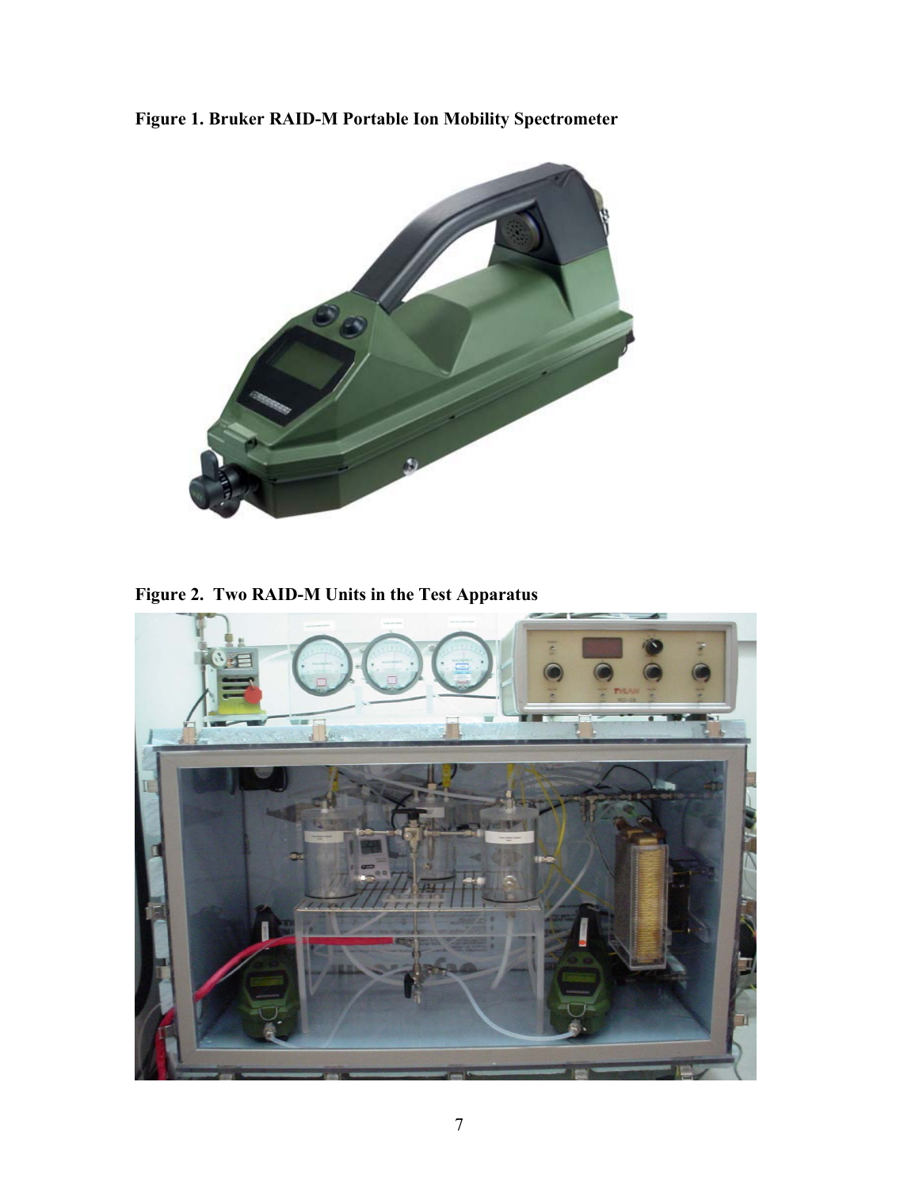**Figure 1. Bruker RAID-M Portable Ion Mobility Spectrometer**

**Figure 2. Two RAID-M Units in the Test Apparatus**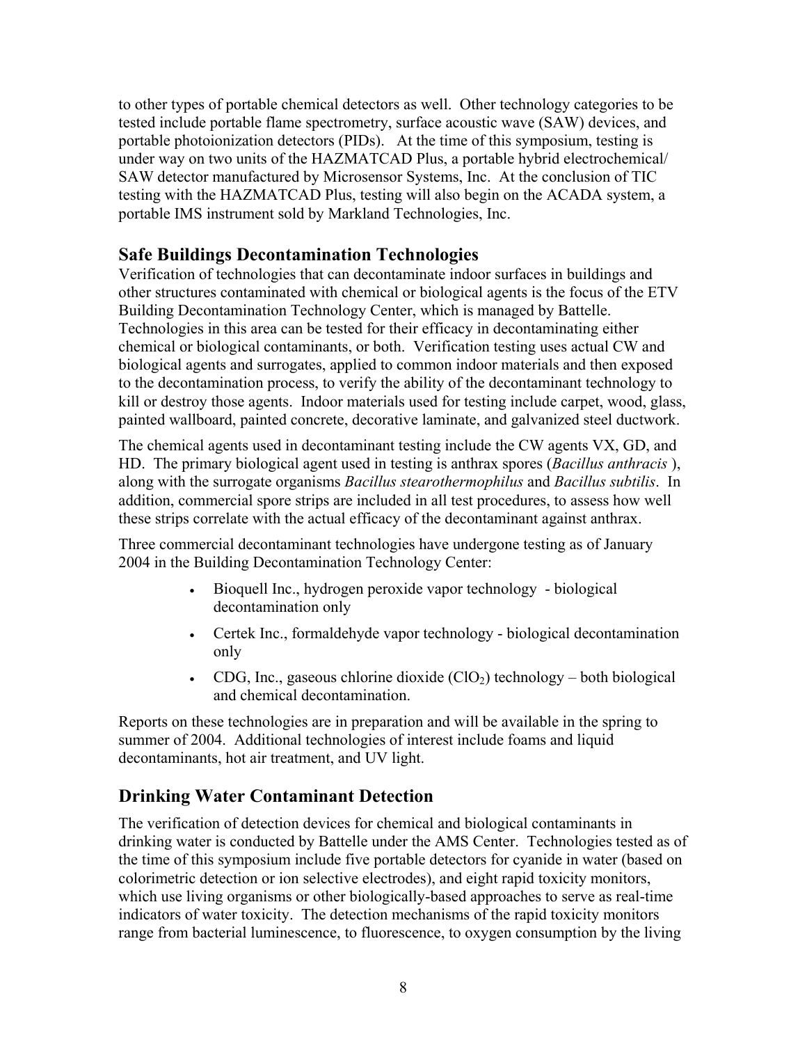to other types of portable chemical detectors as well. Other technology categories to be tested include portable flame spectrometry, surface acoustic wave (SAW) devices, and portable photoionization detectors (PIDs). At the time of this symposium, testing is under way on two units of the HAZMATCAD Plus, a portable hybrid electrochemical/ SAW detector manufactured by Microsensor Systems, Inc. At the conclusion of TIC testing with the HAZMATCAD Plus, testing will also begin on the ACADA system, a portable IMS instrument sold by Markland Technologies, Inc.

## Safe Buildings Decontamination Technologies

Verification of technologies that can decontaminate indoor surfaces in buildings and other structures contaminated with chemical or biological agents is the focus of the ETV Building Decontamination Technology Center, which is managed by Battelle. Technologies in this area can be tested for their efficacy in decontaminating either chemical or biological contaminants, or both. Verification testing uses actual CW and biological agents and surrogates, applied to common indoor materials and then exposed to the decontamination process, to verify the ability of the decontaminant technology to kill or destroy those agents. Indoor materials used for testing include carpet, wood, glass, painted wallboard, painted concrete, decorative laminate, and galvanized steel ductwork.

The chemical agents used in decontaminant testing include the CW agents VX, GD, and HD. The primary biological agent used in testing is anthrax spores (*Bacillus anthracis* ), along with the surrogate organisms *Bacillus stearothermophilus* and *Bacillus subtilis*. In addition, commercial spore strips are included in all test procedures, to assess how well these strips correlate with the actual efficacy of the decontaminant against anthrax.

Three commercial decontaminant technologies have undergone testing as of January 2004 in the Building Decontamination Technology Center:

- Bioquell Inc., hydrogen peroxide vapor technology - biological decontamination only
- Certek Inc., formaldehyde vapor technology - biological decontamination only
- CDG, Inc., gaseous chlorine dioxide ($ClO_2$) technology – both biological and chemical decontamination.

Reports on these technologies are in preparation and will be available in the spring to summer of 2004. Additional technologies of interest include foams and liquid decontaminants, hot air treatment, and UV light.

## Drinking Water Contaminant Detection

The verification of detection devices for chemical and biological contaminants in drinking water is conducted by Battelle under the AMS Center. Technologies tested as of the time of this symposium include five portable detectors for cyanide in water (based on colorimetric detection or ion selective electrodes), and eight rapid toxicity monitors, which use living organisms or other biologically-based approaches to serve as real-time indicators of water toxicity. The detection mechanisms of the rapid toxicity monitors range from bacterial luminescence, to fluorescence, to oxygen consumption by the living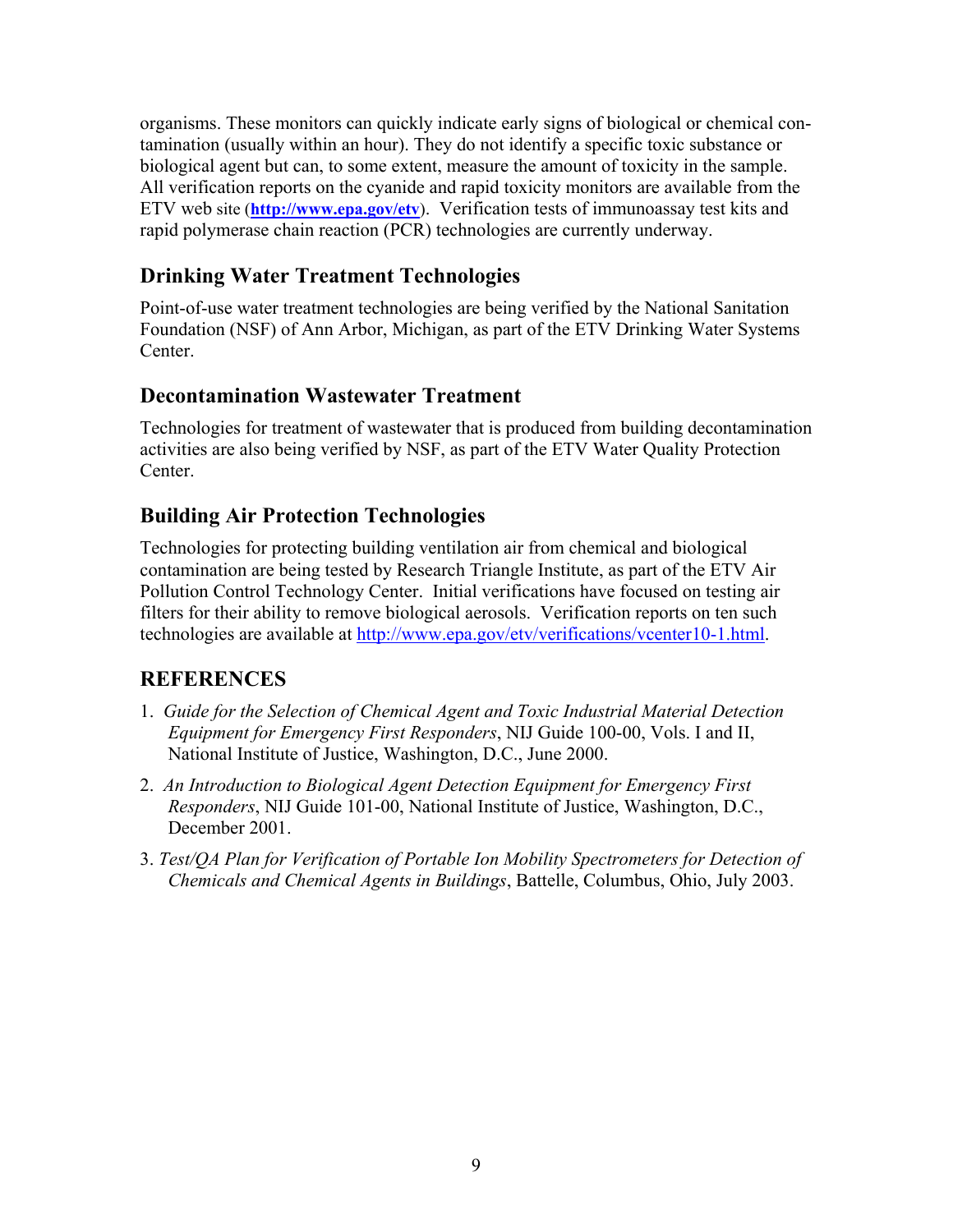organisms. These monitors can quickly indicate early signs of biological or chemical contamination (usually within an hour). They do not identify a specific toxic substance or biological agent but can, to some extent, measure the amount of toxicity in the sample. All verification reports on the cyanide and rapid toxicity monitors are available from the ETV web site (**http://www.epa.gov/etv**). Verification tests of immunoassay test kits and rapid polymerase chain reaction (PCR) technologies are currently underway.

## Drinking Water Treatment Technologies

Point-of-use water treatment technologies are being verified by the National Sanitation Foundation (NSF) of Ann Arbor, Michigan, as part of the ETV Drinking Water Systems Center.

## Decontamination Wastewater Treatment

Technologies for treatment of wastewater that is produced from building decontamination activities are also being verified by NSF, as part of the ETV Water Quality Protection Center.

## Building Air Protection Technologies

Technologies for protecting building ventilation air from chemical and biological contamination are being tested by Research Triangle Institute, as part of the ETV Air Pollution Control Technology Center. Initial verifications have focused on testing air filters for their ability to remove biological aerosols. Verification reports on ten such technologies are available at http://www.epa.gov/etv/verifications/vcenter10-1.html.

## REFERENCES

1. *Guide for the Selection of Chemical Agent and Toxic Industrial Material Detection Equipment for Emergency First Responders*, NIJ Guide 100-00, Vols. I and II, National Institute of Justice, Washington, D.C., June 2000.
2. *An Introduction to Biological Agent Detection Equipment for Emergency First Responders*, NIJ Guide 101-00, National Institute of Justice, Washington, D.C., December 2001.
3. *Test/QA Plan for Verification of Portable Ion Mobility Spectrometers for Detection of Chemicals and Chemical Agents in Buildings*, Battelle, Columbus, Ohio, July 2003.